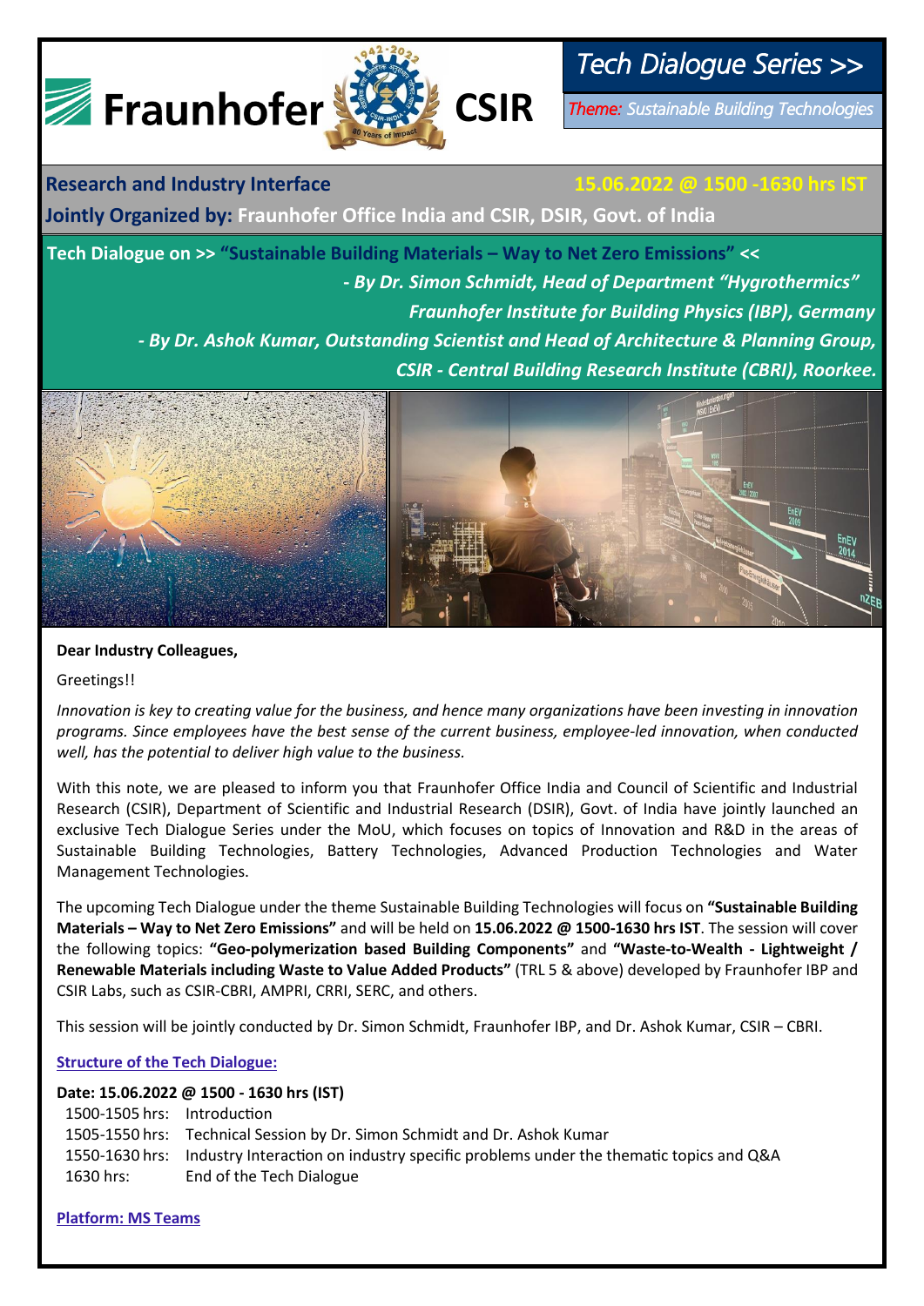Fraunhofer CSIR

# Tech Dialogue Series >>

*Theme: Sustainable Building Technologies*

**Research and Industry Interface** **15.06.2022 @ 1500 -1630 hrs IST**

**Jointly Organized by: Fraunhofer Office India and CSIR, DSIR, Govt. of India**

**Tech Dialogue on >> "Sustainable Building Materials – Way to Net Zero Emissions" <<**

***- By Dr. Simon Schmidt, Head of Department "Hygrothermics"***
***Fraunhofer Institute for Building Physics (IBP), Germany***

***- By Dr. Ashok Kumar, Outstanding Scientist and Head of Architecture & Planning Group,***
***CSIR - Central Building Research Institute (CBRI), Roorkee.***

**Dear Industry Colleagues,**

Greetings!!

*Innovation is key to creating value for the business, and hence many organizations have been investing in innovation programs. Since employees have the best sense of the current business, employee-led innovation, when conducted well, has the potential to deliver high value to the business.*

With this note, we are pleased to inform you that Fraunhofer Office India and Council of Scientific and Industrial Research (CSIR), Department of Scientific and Industrial Research (DSIR), Govt. of India have jointly launched an exclusive Tech Dialogue Series under the MoU, which focuses on topics of Innovation and R&D in the areas of Sustainable Building Technologies, Battery Technologies, Advanced Production Technologies and Water Management Technologies.

The upcoming Tech Dialogue under the theme Sustainable Building Technologies will focus on **"Sustainable Building Materials – Way to Net Zero Emissions"** and will be held on **15.06.2022 @ 1500-1630 hrs IST**. The session will cover the following topics: **"Geo-polymerization based Building Components"** and **"Waste-to-Wealth - Lightweight / Renewable Materials including Waste to Value Added Products"** (TRL 5 & above) developed by Fraunhofer IBP and CSIR Labs, such as CSIR-CBRI, AMPRI, CRRI, SERC, and others.

This session will be jointly conducted by Dr. Simon Schmidt, Fraunhofer IBP, and Dr. Ashok Kumar, CSIR – CBRI.

**Structure of the Tech Dialogue:**

**Date: 15.06.2022 @ 1500 - 1630 hrs (IST)**

| | |
|---|---|
| 1500-1505 hrs: | Introduction |
| 1505-1550 hrs: | Technical Session by Dr. Simon Schmidt and Dr. Ashok Kumar |
| 1550-1630 hrs: | Industry Interaction on industry specific problems under the thematic topics and Q&A |
| 1630 hrs: | End of the Tech Dialogue |

**Platform: MS Teams**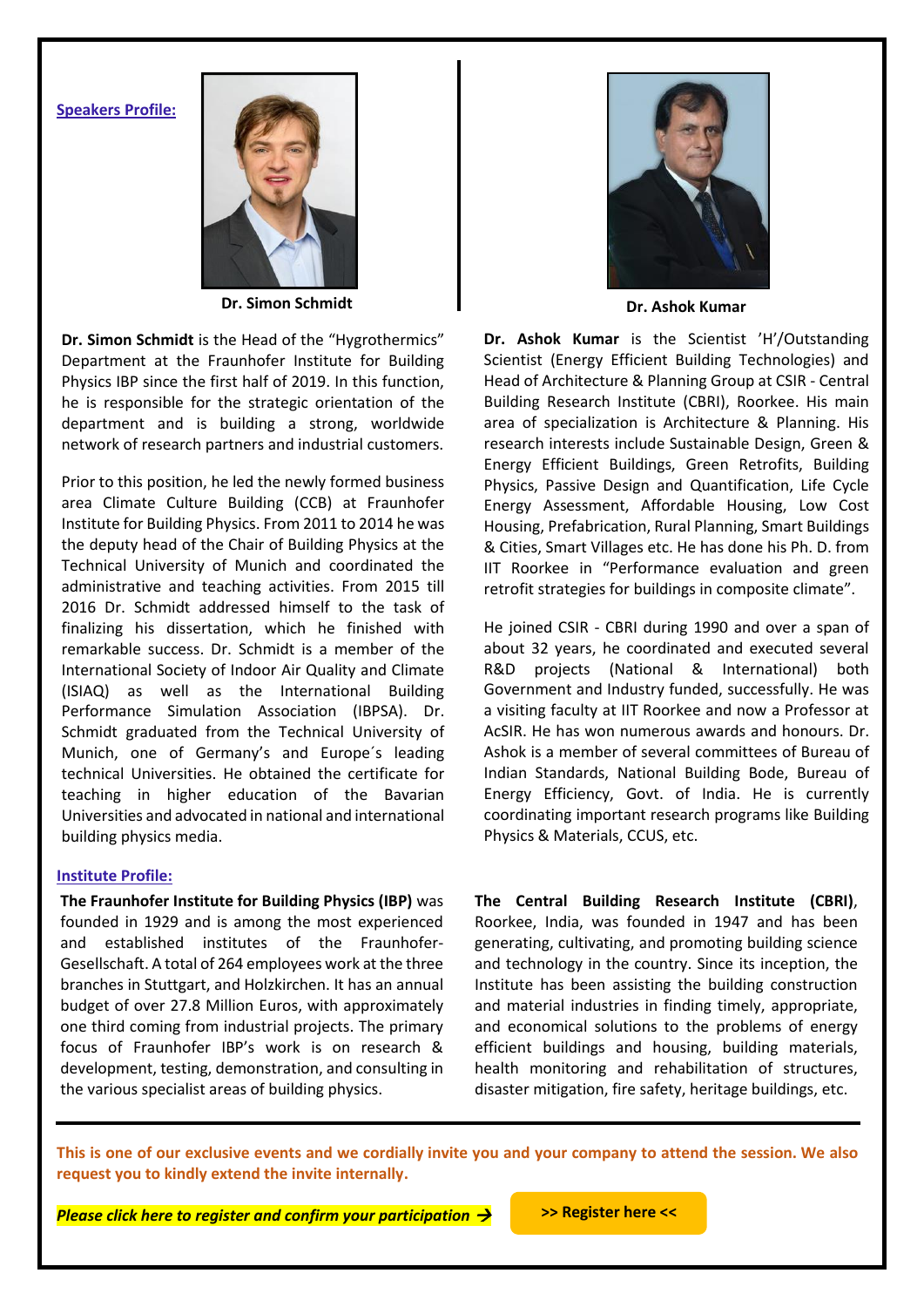**Speakers Profile:**

**Dr. Simon Schmidt**

**Dr. Simon Schmidt** is the Head of the "Hygrothermics" Department at the Fraunhofer Institute for Building Physics IBP since the first half of 2019. In this function, he is responsible for the strategic orientation of the department and is building a strong, worldwide network of research partners and industrial customers.

Prior to this position, he led the newly formed business area Climate Culture Building (CCB) at Fraunhofer Institute for Building Physics. From 2011 to 2014 he was the deputy head of the Chair of Building Physics at the Technical University of Munich and coordinated the administrative and teaching activities. From 2015 till 2016 Dr. Schmidt addressed himself to the task of finalizing his dissertation, which he finished with remarkable success. Dr. Schmidt is a member of the International Society of Indoor Air Quality and Climate (ISIAQ) as well as the International Building Performance Simulation Association (IBPSA). Dr. Schmidt graduated from the Technical University of Munich, one of Germany's and Europe´s leading technical Universities. He obtained the certificate for teaching in higher education of the Bavarian Universities and advocated in national and international building physics media.

**Dr. Ashok Kumar**

**Dr. Ashok Kumar** is the Scientist 'H'/Outstanding Scientist (Energy Efficient Building Technologies) and Head of Architecture & Planning Group at CSIR - Central Building Research Institute (CBRI), Roorkee. His main area of specialization is Architecture & Planning. His research interests include Sustainable Design, Green & Energy Efficient Buildings, Green Retrofits, Building Physics, Passive Design and Quantification, Life Cycle Energy Assessment, Affordable Housing, Low Cost Housing, Prefabrication, Rural Planning, Smart Buildings & Cities, Smart Villages etc. He has done his Ph. D. from IIT Roorkee in "Performance evaluation and green retrofit strategies for buildings in composite climate".

He joined CSIR - CBRI during 1990 and over a span of about 32 years, he coordinated and executed several R&D projects (National & International) both Government and Industry funded, successfully. He was a visiting faculty at IIT Roorkee and now a Professor at AcSIR. He has won numerous awards and honours. Dr. Ashok is a member of several committees of Bureau of Indian Standards, National Building Bode, Bureau of Energy Efficiency, Govt. of India. He is currently coordinating important research programs like Building Physics & Materials, CCUS, etc.

**Institute Profile:**

**The Fraunhofer Institute for Building Physics (IBP)** was founded in 1929 and is among the most experienced and established institutes of the Fraunhofer-Gesellschaft. A total of 264 employees work at the three branches in Stuttgart, and Holzkirchen. It has an annual budget of over 27.8 Million Euros, with approximately one third coming from industrial projects. The primary focus of Fraunhofer IBP's work is on research & development, testing, demonstration, and consulting in the various specialist areas of building physics.

**The Central Building Research Institute (CBRI)**, Roorkee, India, was founded in 1947 and has been generating, cultivating, and promoting building science and technology in the country. Since its inception, the Institute has been assisting the building construction and material industries in finding timely, appropriate, and economical solutions to the problems of energy efficient buildings and housing, building materials, health monitoring and rehabilitation of structures, disaster mitigation, fire safety, heritage buildings, etc.

**This is one of our exclusive events and we cordially invite you and your company to attend the session. We also request you to kindly extend the invite internally.**

***Please click here to register and confirm your participation →***

**>> Register here <<**